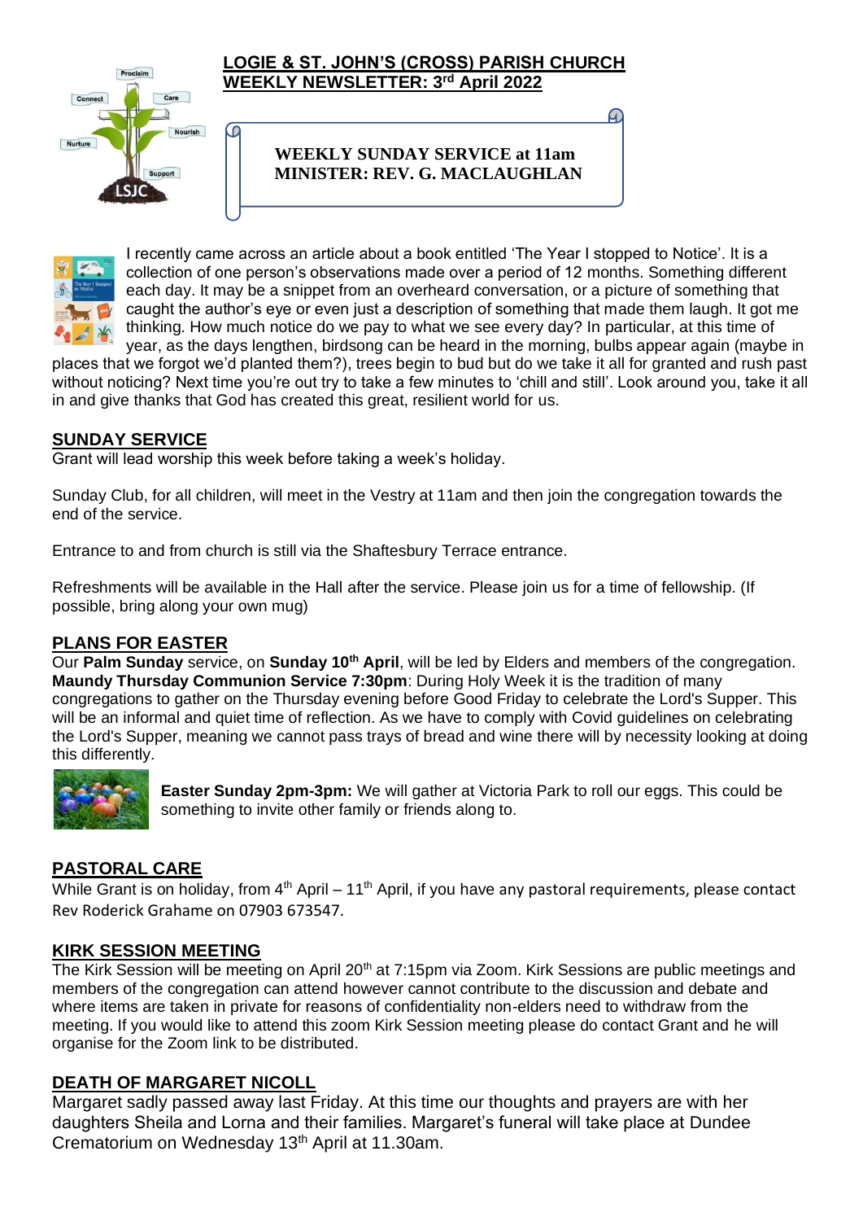# LOGIE & ST. JOHN'S (CROSS) PARISH CHURCH
# WEEKLY NEWSLETTER: 3rd April 2022

**WEEKLY SUNDAY SERVICE at 11am**
**MINISTER: REV. G. MACLAUGHLAN**

I recently came across an article about a book entitled 'The Year I stopped to Notice'. It is a collection of one person's observations made over a period of 12 months. Something different each day. It may be a snippet from an overheard conversation, or a picture of something that caught the author's eye or even just a description of something that made them laugh. It got me thinking. How much notice do we pay to what we see every day? In particular, at this time of year, as the days lengthen, birdsong can be heard in the morning, bulbs appear again (maybe in places that we forgot we'd planted them?), trees begin to bud but do we take it all for granted and rush past without noticing? Next time you're out try to take a few minutes to 'chill and still'. Look around you, take it all in and give thanks that God has created this great, resilient world for us.

## SUNDAY SERVICE

Grant will lead worship this week before taking a week's holiday.

Sunday Club, for all children, will meet in the Vestry at 11am and then join the congregation towards the end of the service.

Entrance to and from church is still via the Shaftesbury Terrace entrance.

Refreshments will be available in the Hall after the service. Please join us for a time of fellowship. (If possible, bring along your own mug)

## PLANS FOR EASTER

Our **Palm Sunday** service, on **Sunday 10th April**, will be led by Elders and members of the congregation.
**Maundy Thursday Communion Service 7:30pm**: During Holy Week it is the tradition of many congregations to gather on the Thursday evening before Good Friday to celebrate the Lord's Supper. This will be an informal and quiet time of reflection. As we have to comply with Covid guidelines on celebrating the Lord's Supper, meaning we cannot pass trays of bread and wine there will by necessity looking at doing this differently.

**Easter Sunday 2pm-3pm:** We will gather at Victoria Park to roll our eggs. This could be something to invite other family or friends along to.

## PASTORAL CARE

While Grant is on holiday, from 4th April – 11th April, if you have any pastoral requirements, please contact Rev Roderick Grahame on 07903 673547.

## KIRK SESSION MEETING

The Kirk Session will be meeting on April 20th at 7:15pm via Zoom. Kirk Sessions are public meetings and members of the congregation can attend however cannot contribute to the discussion and debate and where items are taken in private for reasons of confidentiality non-elders need to withdraw from the meeting. If you would like to attend this zoom Kirk Session meeting please do contact Grant and he will organise for the Zoom link to be distributed.

## DEATH OF MARGARET NICOLL

Margaret sadly passed away last Friday. At this time our thoughts and prayers are with her daughters Sheila and Lorna and their families. Margaret's funeral will take place at Dundee Crematorium on Wednesday 13th April at 11.30am.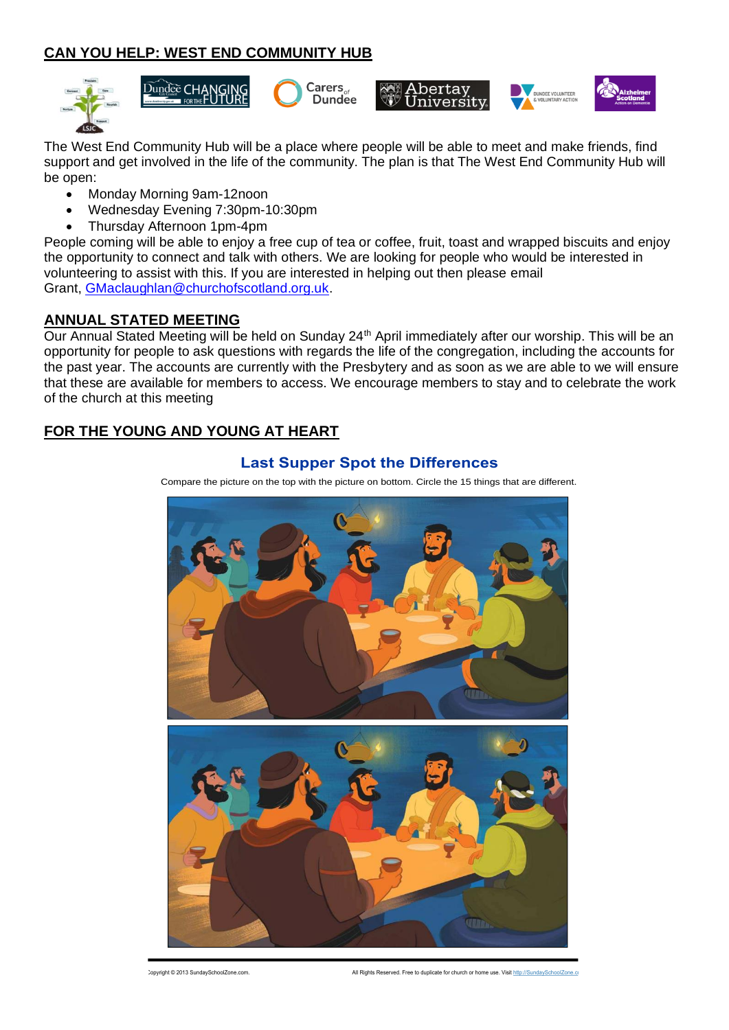## CAN YOU HELP: WEST END COMMUNITY HUB

The West End Community Hub will be a place where people will be able to meet and make friends, find support and get involved in the life of the community. The plan is that The West End Community Hub will be open:

- Monday Morning 9am-12noon
- Wednesday Evening 7:30pm-10:30pm
- Thursday Afternoon 1pm-4pm

People coming will be able to enjoy a free cup of tea or coffee, fruit, toast and wrapped biscuits and enjoy the opportunity to connect and talk with others. We are looking for people who would be interested in volunteering to assist with this. If you are interested in helping out then please email Grant, GMaclaughlan@churchofscotland.org.uk.

## ANNUAL STATED MEETING

Our Annual Stated Meeting will be held on Sunday 24th April immediately after our worship. This will be an opportunity for people to ask questions with regards the life of the congregation, including the accounts for the past year. The accounts are currently with the Presbytery and as soon as we are able to we will ensure that these are available for members to access. We encourage members to stay and to celebrate the work of the church at this meeting

## FOR THE YOUNG AND YOUNG AT HEART

### Last Supper Spot the Differences

Compare the picture on the top with the picture on bottom. Circle the 15 things that are different.

Copyright © 2013 SundaySchoolZone.com. All Rights Reserved. Free to duplicate for church or home use. Visit http://SundaySchoolZone.com